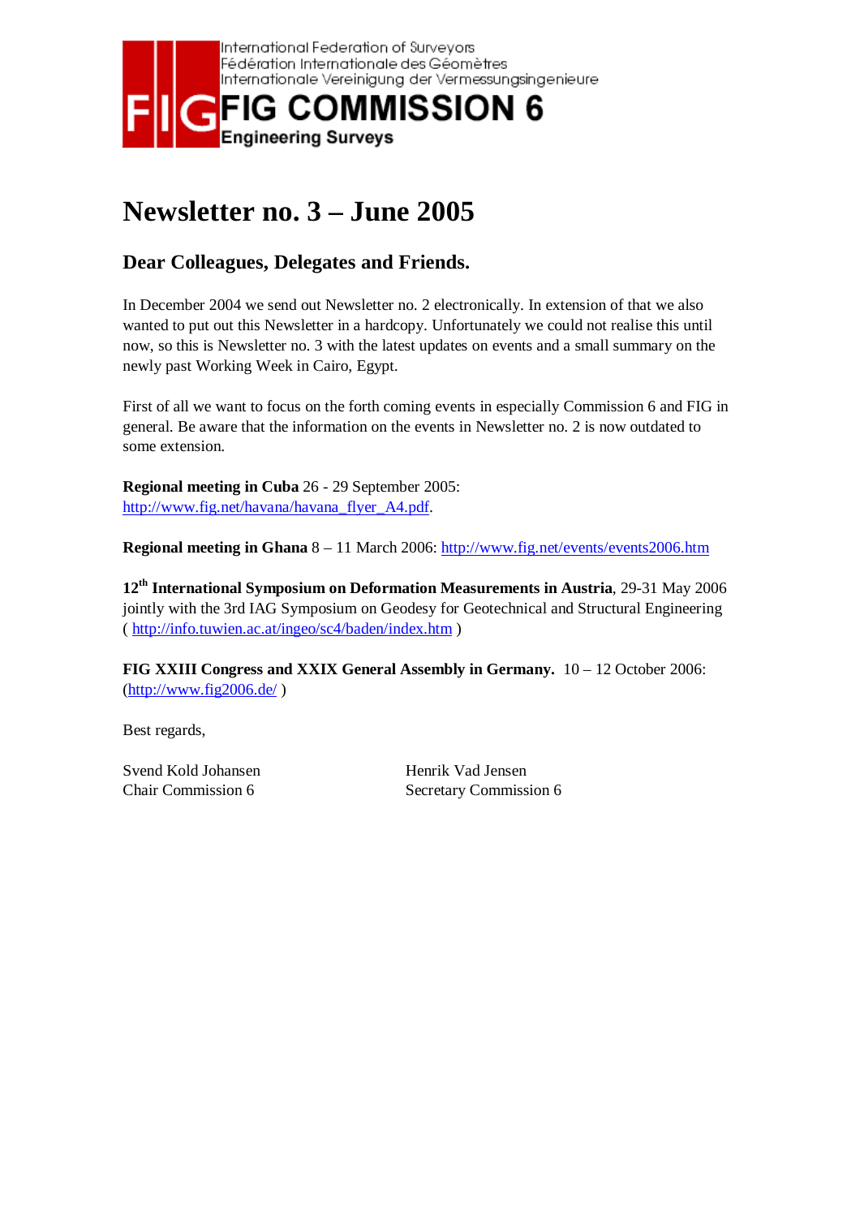International Federation of Surveyors
Fédération Internationale des Géomètres
Internationale Vereinigung der Vermessungsingenieure

**FIG COMMISSION 6**
**Engineering Surveys**

# Newsletter no. 3 – June 2005

## Dear Colleagues, Delegates and Friends.

In December 2004 we send out Newsletter no. 2 electronically. In extension of that we also wanted to put out this Newsletter in a hardcopy. Unfortunately we could not realise this until now, so this is Newsletter no. 3 with the latest updates on events and a small summary on the newly past Working Week in Cairo, Egypt.

First of all we want to focus on the forth coming events in especially Commission 6 and FIG in general. Be aware that the information on the events in Newsletter no. 2 is now outdated to some extension.

**Regional meeting in Cuba** 26 - 29 September 2005:
http://www.fig.net/havana/havana_flyer_A4.pdf.

**Regional meeting in Ghana** 8 – 11 March 2006: http://www.fig.net/events/events2006.htm

**12th International Symposium on Deformation Measurements in Austria**, 29-31 May 2006 jointly with the 3rd IAG Symposium on Geodesy for Geotechnical and Structural Engineering ( http://info.tuwien.ac.at/ingeo/sc4/baden/index.htm )

**FIG XXIII Congress and XXIX General Assembly in Germany.** 10 – 12 October 2006: (http://www.fig2006.de/ )

Best regards,

Svend Kold Johansen
Chair Commission 6

Henrik Vad Jensen
Secretary Commission 6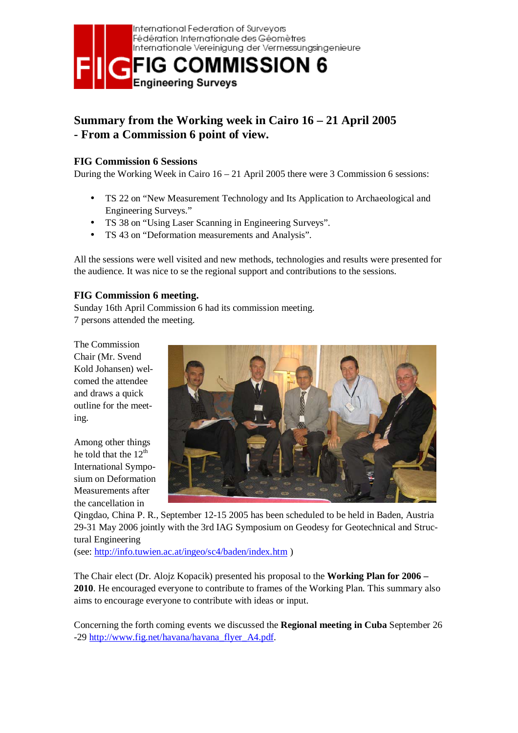International Federation of Surveyors
Fédération Internationale des Géomètres
Internationale Vereinigung der Vermessungsingenieure

FIG COMMISSION 6
Engineering Surveys

## Summary from the Working week in Cairo 16 – 21 April 2005 - From a Commission 6 point of view.

### FIG Commission 6 Sessions

During the Working Week in Cairo 16 – 21 April 2005 there were 3 Commission 6 sessions:

- TS 22 on "New Measurement Technology and Its Application to Archaeological and Engineering Surveys."
- TS 38 on "Using Laser Scanning in Engineering Surveys".
- TS 43 on "Deformation measurements and Analysis".

All the sessions were well visited and new methods, technologies and results were presented for the audience. It was nice to se the regional support and contributions to the sessions.

### FIG Commission 6 meeting.

Sunday 16th April Commission 6 had its commission meeting.
7 persons attended the meeting.

The Commission Chair (Mr. Svend Kold Johansen) welcomed the attendee and draws a quick outline for the meeting.

Among other things he told that the 12th International Symposium on Deformation Measurements after the cancellation in Qingdao, China P. R., September 12-15 2005 has been scheduled to be held in Baden, Austria 29-31 May 2006 jointly with the 3rd IAG Symposium on Geodesy for Geotechnical and Structural Engineering
(see: http://info.tuwien.ac.at/ingeo/sc4/baden/index.htm )

The Chair elect (Dr. Alojz Kopacik) presented his proposal to the **Working Plan for 2006 – 2010**. He encouraged everyone to contribute to frames of the Working Plan. This summary also aims to encourage everyone to contribute with ideas or input.

Concerning the forth coming events we discussed the **Regional meeting in Cuba** September 26 -29 http://www.fig.net/havana/havana_flyer_A4.pdf.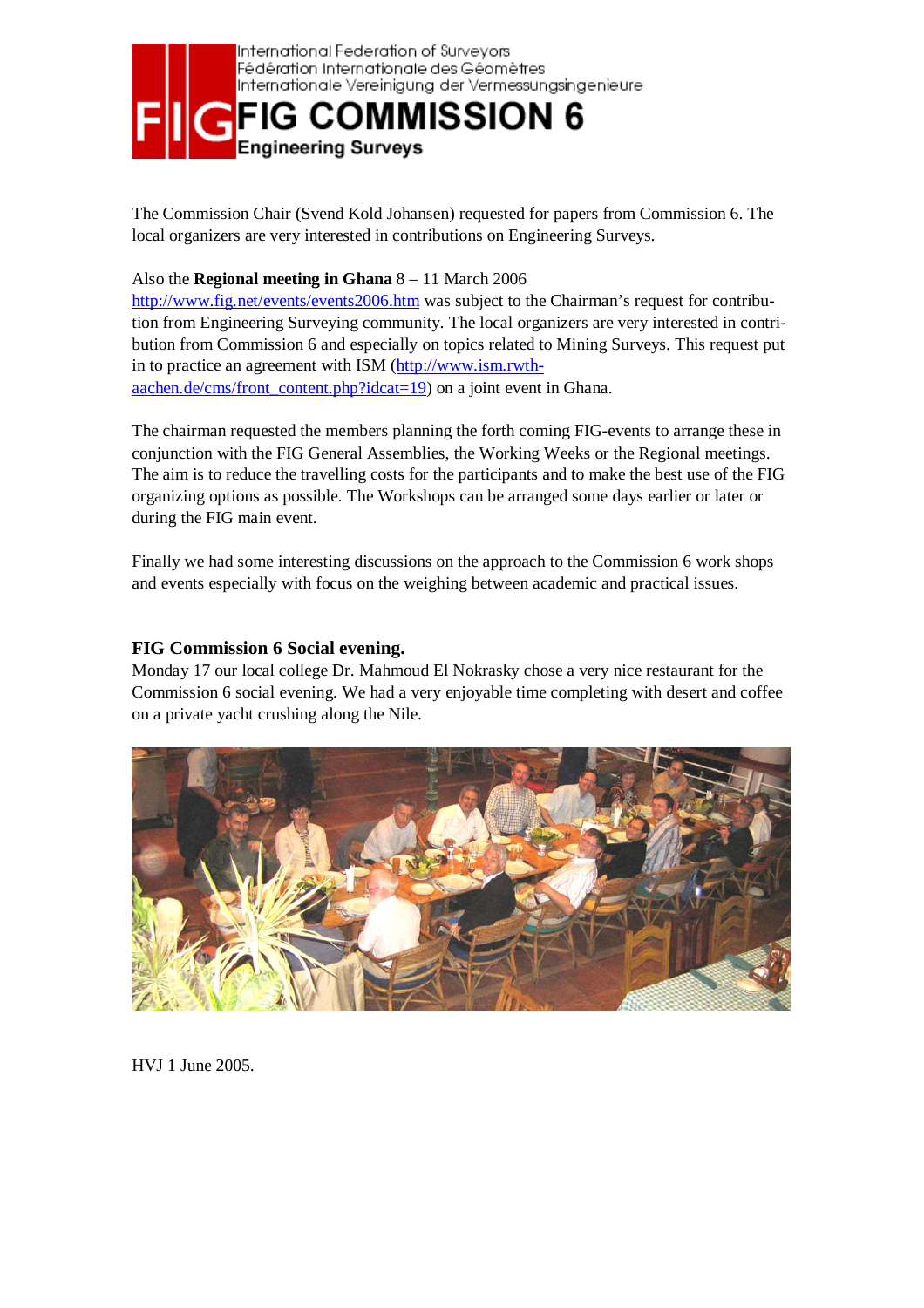The Commission Chair (Svend Kold Johansen) requested for papers from Commission 6. The local organizers are very interested in contributions on Engineering Surveys.

Also the **Regional meeting in Ghana** 8 – 11 March 2006 http://www.fig.net/events/events2006.htm was subject to the Chairman's request for contribution from Engineering Surveying community. The local organizers are very interested in contribution from Commission 6 and especially on topics related to Mining Surveys. This request put in to practice an agreement with ISM (http://www.ism.rwth-aachen.de/cms/front_content.php?idcat=19) on a joint event in Ghana.

The chairman requested the members planning the forth coming FIG-events to arrange these in conjunction with the FIG General Assemblies, the Working Weeks or the Regional meetings. The aim is to reduce the travelling costs for the participants and to make the best use of the FIG organizing options as possible. The Workshops can be arranged some days earlier or later or during the FIG main event.

Finally we had some interesting discussions on the approach to the Commission 6 work shops and events especially with focus on the weighing between academic and practical issues.

### FIG Commission 6 Social evening.

Monday 17 our local college Dr. Mahmoud El Nokrasky chose a very nice restaurant for the Commission 6 social evening. We had a very enjoyable time completing with desert and coffee on a private yacht crushing along the Nile.

HVJ 1 June 2005.